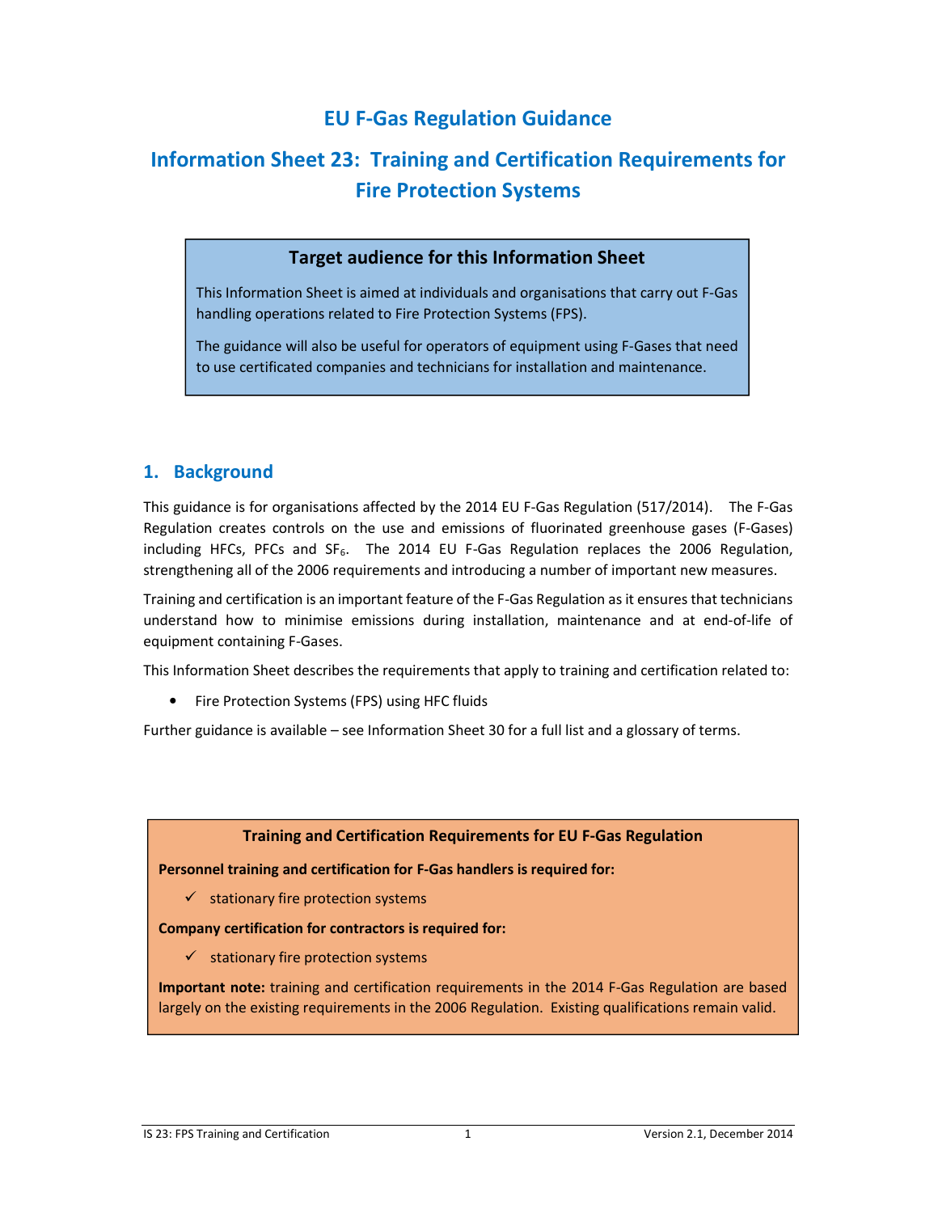# EU F-Gas Regulation Guidance

## Information Sheet 23: Training and Certification Requirements for Fire Protection Systems

**Target audience for this Information Sheet**

This Information Sheet is aimed at individuals and organisations that carry out F-Gas handling operations related to Fire Protection Systems (FPS).

The guidance will also be useful for operators of equipment using F-Gases that need to use certificated companies and technicians for installation and maintenance.

## 1. Background

This guidance is for organisations affected by the 2014 EU F-Gas Regulation (517/2014). The F-Gas Regulation creates controls on the use and emissions of fluorinated greenhouse gases (F-Gases) including HFCs, PFCs and $SF_6$. The 2014 EU F-Gas Regulation replaces the 2006 Regulation, strengthening all of the 2006 requirements and introducing a number of important new measures.

Training and certification is an important feature of the F-Gas Regulation as it ensures that technicians understand how to minimise emissions during installation, maintenance and at end-of-life of equipment containing F-Gases.

This Information Sheet describes the requirements that apply to training and certification related to:

- Fire Protection Systems (FPS) using HFC fluids

Further guidance is available – see Information Sheet 30 for a full list and a glossary of terms.

**Training and Certification Requirements for EU F-Gas Regulation**

**Personnel training and certification for F-Gas handlers is required for:**

- ✓ stationary fire protection systems

**Company certification for contractors is required for:**

- ✓ stationary fire protection systems

**Important note:** training and certification requirements in the 2014 F-Gas Regulation are based largely on the existing requirements in the 2006 Regulation. Existing qualifications remain valid.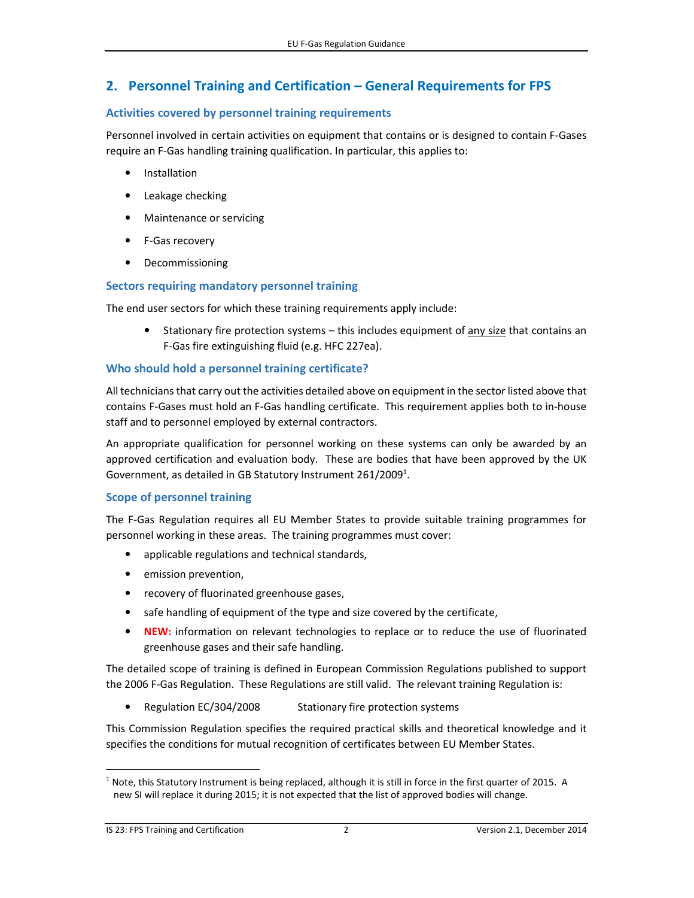## 2. Personnel Training and Certification – General Requirements for FPS

### Activities covered by personnel training requirements

Personnel involved in certain activities on equipment that contains or is designed to contain F-Gases require an F-Gas handling training qualification. In particular, this applies to:

- Installation
- Leakage checking
- Maintenance or servicing
- F-Gas recovery
- Decommissioning

### Sectors requiring mandatory personnel training

The end user sectors for which these training requirements apply include:

- Stationary fire protection systems – this includes equipment of <u>any size</u> that contains an F-Gas fire extinguishing fluid (e.g. HFC 227ea).

### Who should hold a personnel training certificate?

All technicians that carry out the activities detailed above on equipment in the sector listed above that contains F-Gases must hold an F-Gas handling certificate. This requirement applies both to in-house staff and to personnel employed by external contractors.

An appropriate qualification for personnel working on these systems can only be awarded by an approved certification and evaluation body. These are bodies that have been approved by the UK Government, as detailed in GB Statutory Instrument 261/2009[1].

### Scope of personnel training

The F-Gas Regulation requires all EU Member States to provide suitable training programmes for personnel working in these areas. The training programmes must cover:

- applicable regulations and technical standards,
- emission prevention,
- recovery of fluorinated greenhouse gases,
- safe handling of equipment of the type and size covered by the certificate,
- **NEW:** information on relevant technologies to replace or to reduce the use of fluorinated greenhouse gases and their safe handling.

The detailed scope of training is defined in European Commission Regulations published to support the 2006 F-Gas Regulation. These Regulations are still valid. The relevant training Regulation is:

- Regulation EC/304/2008 Stationary fire protection systems

This Commission Regulation specifies the required practical skills and theoretical knowledge and it specifies the conditions for mutual recognition of certificates between EU Member States.

[1] Note, this Statutory Instrument is being replaced, although it is still in force in the first quarter of 2015. A new SI will replace it during 2015; it is not expected that the list of approved bodies will change.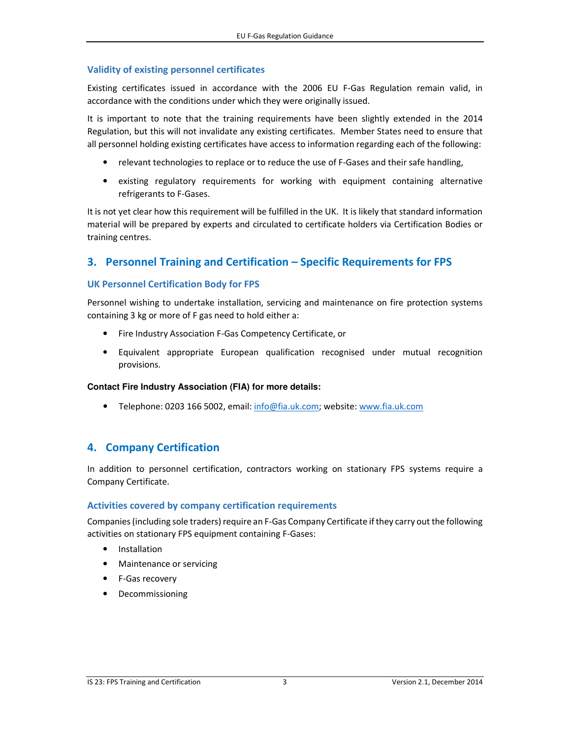### Validity of existing personnel certificates

Existing certificates issued in accordance with the 2006 EU F-Gas Regulation remain valid, in accordance with the conditions under which they were originally issued.

It is important to note that the training requirements have been slightly extended in the 2014 Regulation, but this will not invalidate any existing certificates. Member States need to ensure that all personnel holding existing certificates have access to information regarding each of the following:

- relevant technologies to replace or to reduce the use of F-Gases and their safe handling,
- existing regulatory requirements for working with equipment containing alternative refrigerants to F-Gases.

It is not yet clear how this requirement will be fulfilled in the UK. It is likely that standard information material will be prepared by experts and circulated to certificate holders via Certification Bodies or training centres.

## 3. Personnel Training and Certification – Specific Requirements for FPS

### UK Personnel Certification Body for FPS

Personnel wishing to undertake installation, servicing and maintenance on fire protection systems containing 3 kg or more of F gas need to hold either a:

- Fire Industry Association F-Gas Competency Certificate, or
- Equivalent appropriate European qualification recognised under mutual recognition provisions.

**Contact Fire Industry Association (FIA) for more details:**

- Telephone: 0203 166 5002, email: info@fia.uk.com; website: www.fia.uk.com

## 4. Company Certification

In addition to personnel certification, contractors working on stationary FPS systems require a Company Certificate.

### Activities covered by company certification requirements

Companies (including sole traders) require an F-Gas Company Certificate if they carry out the following activities on stationary FPS equipment containing F-Gases:

- Installation
- Maintenance or servicing
- F-Gas recovery
- Decommissioning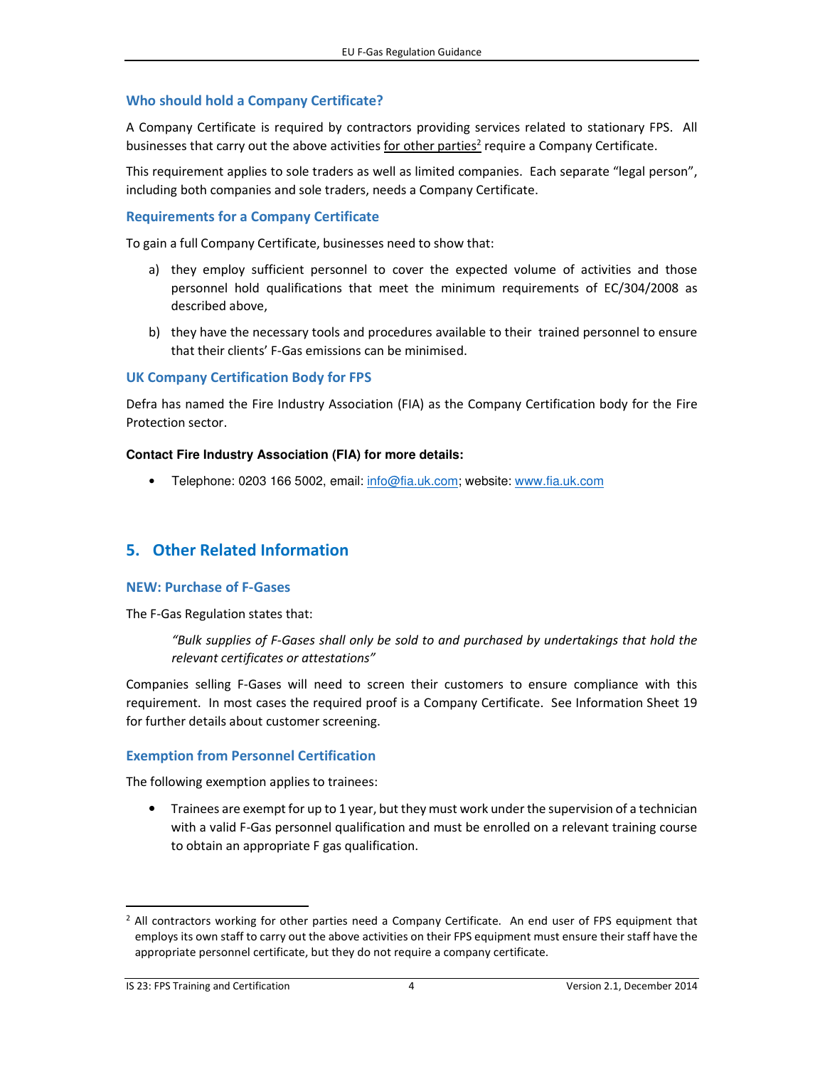### Who should hold a Company Certificate?

A Company Certificate is required by contractors providing services related to stationary FPS. All businesses that carry out the above activities for other parties[2] require a Company Certificate.

This requirement applies to sole traders as well as limited companies. Each separate "legal person", including both companies and sole traders, needs a Company Certificate.

### Requirements for a Company Certificate

To gain a full Company Certificate, businesses need to show that:

a) they employ sufficient personnel to cover the expected volume of activities and those personnel hold qualifications that meet the minimum requirements of EC/304/2008 as described above,

b) they have the necessary tools and procedures available to their trained personnel to ensure that their clients' F-Gas emissions can be minimised.

### UK Company Certification Body for FPS

Defra has named the Fire Industry Association (FIA) as the Company Certification body for the Fire Protection sector.

**Contact Fire Industry Association (FIA) for more details:**

- Telephone: 0203 166 5002, email: info@fia.uk.com; website: www.fia.uk.com

## 5. Other Related Information

### NEW: Purchase of F-Gases

The F-Gas Regulation states that:

> *"Bulk supplies of F-Gases shall only be sold to and purchased by undertakings that hold the relevant certificates or attestations"*

Companies selling F-Gases will need to screen their customers to ensure compliance with this requirement. In most cases the required proof is a Company Certificate. See Information Sheet 19 for further details about customer screening.

### Exemption from Personnel Certification

The following exemption applies to trainees:

- Trainees are exempt for up to 1 year, but they must work under the supervision of a technician with a valid F-Gas personnel qualification and must be enrolled on a relevant training course to obtain an appropriate F gas qualification.

---

[2] All contractors working for other parties need a Company Certificate. An end user of FPS equipment that employs its own staff to carry out the above activities on their FPS equipment must ensure their staff have the appropriate personnel certificate, but they do not require a company certificate.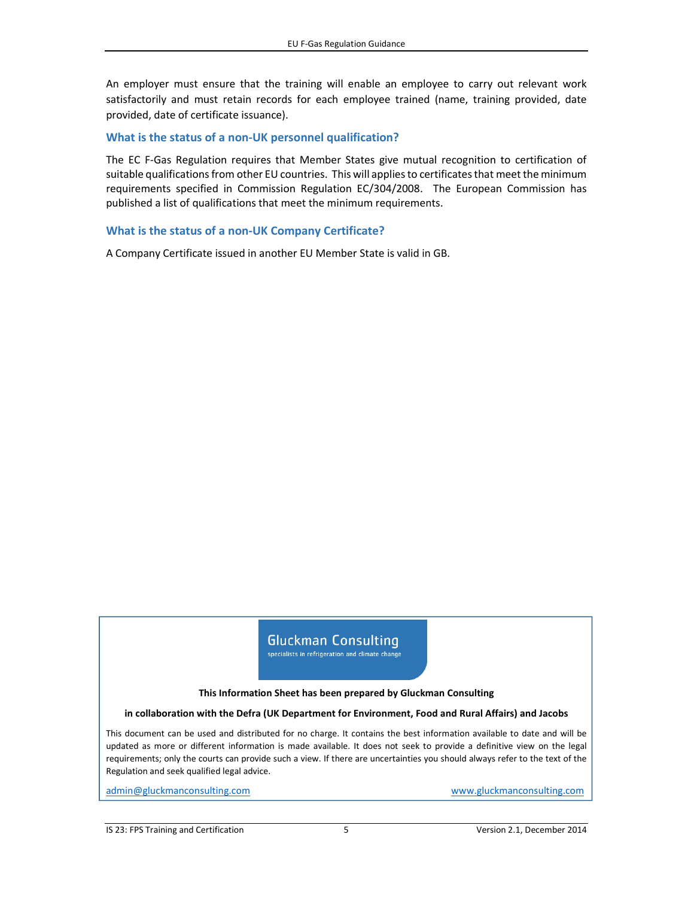An employer must ensure that the training will enable an employee to carry out relevant work satisfactorily and must retain records for each employee trained (name, training provided, date provided, date of certificate issuance).

### What is the status of a non-UK personnel qualification?

The EC F-Gas Regulation requires that Member States give mutual recognition to certification of suitable qualifications from other EU countries. This will applies to certificates that meet the minimum requirements specified in Commission Regulation EC/304/2008. The European Commission has published a list of qualifications that meet the minimum requirements.

### What is the status of a non-UK Company Certificate?

A Company Certificate issued in another EU Member State is valid in GB.

Gluckman Consulting
specialists in refrigeration and climate change

**This Information Sheet has been prepared by Gluckman Consulting**

**in collaboration with the Defra (UK Department for Environment, Food and Rural Affairs) and Jacobs**

This document can be used and distributed for no charge. It contains the best information available to date and will be updated as more or different information is made available. It does not seek to provide a definitive view on the legal requirements; only the courts can provide such a view. If there are uncertainties you should always refer to the text of the Regulation and seek qualified legal advice.

admin@gluckmanconsulting.com www.gluckmanconsulting.com